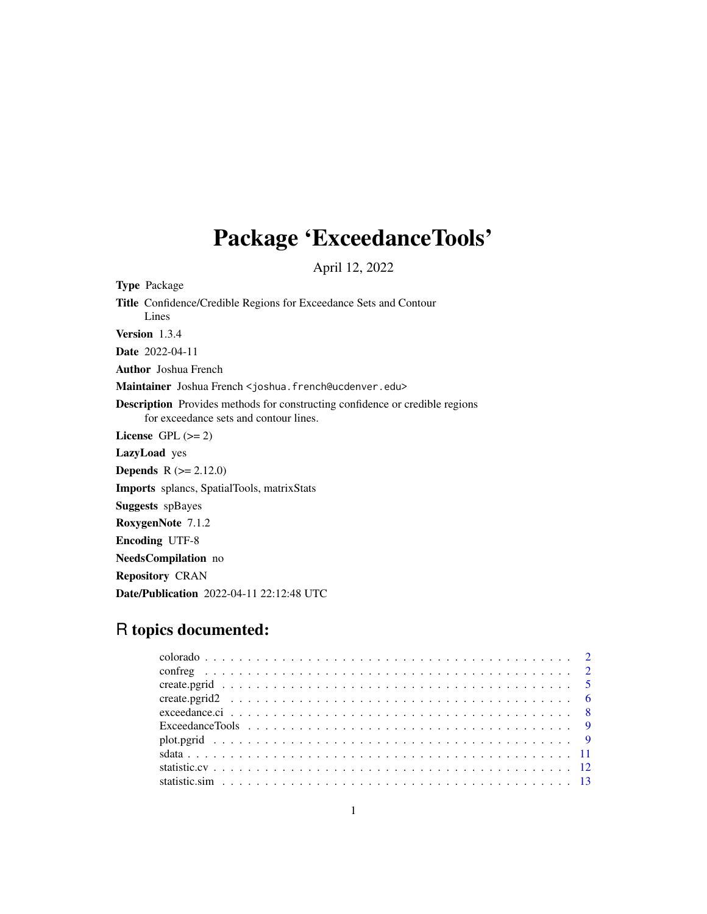# Package 'ExceedanceTools'

April 12, 2022

**Type** Package

**Title** Confidence/Credible Regions for Exceedance Sets and Contour Lines

**Version** 1.3.4

**Date** 2022-04-11

**Author** Joshua French

**Maintainer** Joshua French <joshua.french@ucdenver.edu>

**Description** Provides methods for constructing confidence or credible regions for exceedance sets and contour lines.

**License** GPL (>= 2)

**LazyLoad** yes

**Depends** R (>= 2.12.0)

**Imports** splancs, SpatialTools, matrixStats

**Suggests** spBayes

**RoxygenNote** 7.1.2

**Encoding** UTF-8

**NeedsCompilation** no

**Repository** CRAN

**Date/Publication** 2022-04-11 22:12:48 UTC

## R topics documented:

| | |
|---|---|
| colorado | 2 |
| confreg | 2 |
| create.pgrid | 5 |
| create.pgrid2 | 6 |
| exceedance.ci | 8 |
| ExceedanceTools | 9 |
| plot.pgrid | 9 |
| sdata | 11 |
| statistic.cv | 12 |
| statistic.sim | 13 |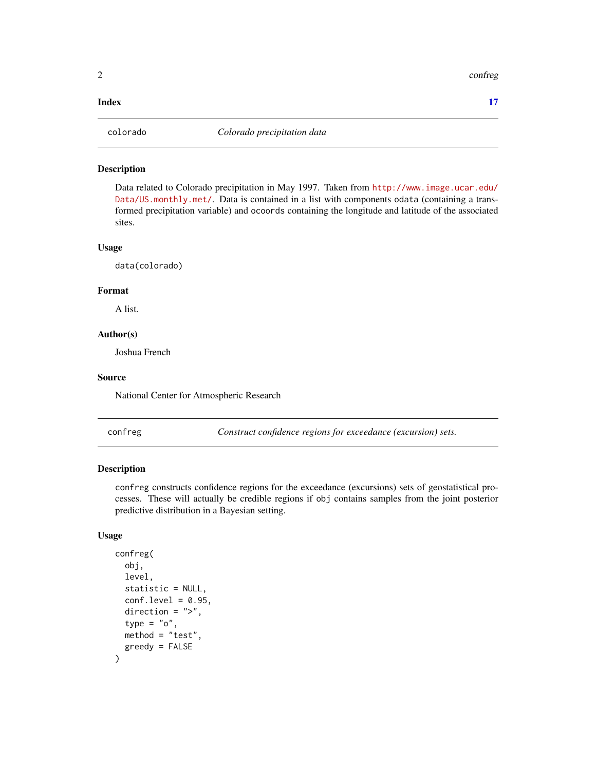**Index** **17**

---

## colorado — *Colorado precipitation data*

### Description

Data related to Colorado precipitation in May 1997. Taken from http://www.image.ucar.edu/Data/US.monthly.met/. Data is contained in a list with components `odata` (containing a transformed precipitation variable) and `ocoords` containing the longitude and latitude of the associated sites.

### Usage

```
data(colorado)
```

### Format

A list.

### Author(s)

Joshua French

### Source

National Center for Atmospheric Research

---

## confreg — *Construct confidence regions for exceedance (excursion) sets.*

### Description

`confreg` constructs confidence regions for the exceedance (excursions) sets of geostatistical processes. These will actually be credible regions if `obj` contains samples from the joint posterior predictive distribution in a Bayesian setting.

### Usage

```
confreg(
  obj,
  level,
  statistic = NULL,
  conf.level = 0.95,
  direction = ">",
  type = "o",
  method = "test",
  greedy = FALSE
)
```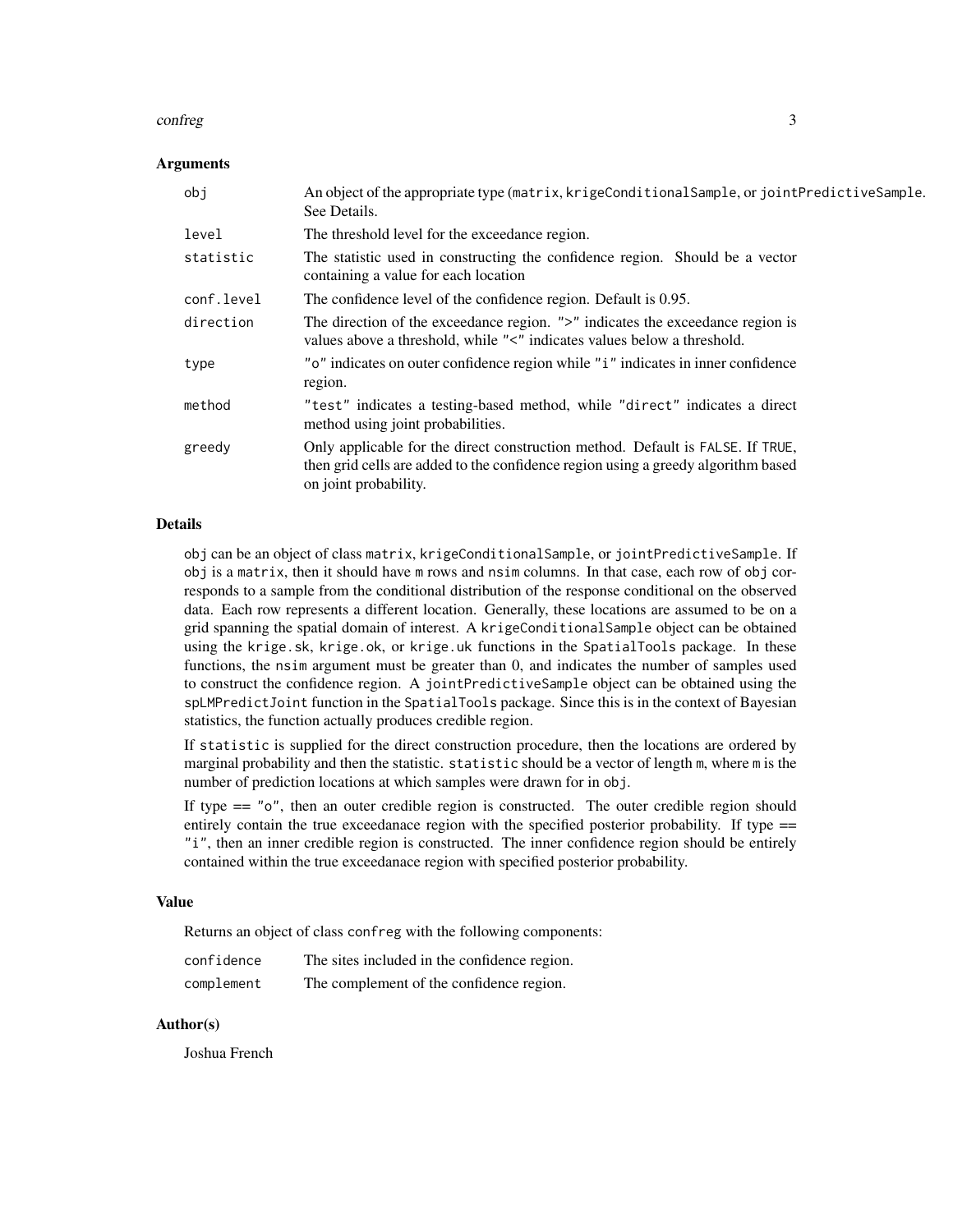### Arguments

| | |
|---|---|
| `obj` | An object of the appropriate type (`matrix`, `krigeConditionalSample`, or `jointPredictiveSample`. See Details. |
| `level` | The threshold level for the exceedance region. |
| `statistic` | The statistic used in constructing the confidence region. Should be a vector containing a value for each location |
| `conf.level` | The confidence level of the confidence region. Default is 0.95. |
| `direction` | The direction of the exceedance region. `">"` indicates the exceedance region is values above a threshold, while `"<"` indicates values below a threshold. |
| `type` | `"o"` indicates on outer confidence region while `"i"` indicates in inner confidence region. |
| `method` | `"test"` indicates a testing-based method, while `"direct"` indicates a direct method using joint probabilities. |
| `greedy` | Only applicable for the direct construction method. Default is `FALSE`. If `TRUE`, then grid cells are added to the confidence region using a greedy algorithm based on joint probability. |

### Details

`obj` can be an object of class `matrix`, `krigeConditionalSample`, or `jointPredictiveSample`. If `obj` is a `matrix`, then it should have `m` rows and `nsim` columns. In that case, each row of `obj` corresponds to a sample from the conditional distribution of the response conditional on the observed data. Each row represents a different location. Generally, these locations are assumed to be on a grid spanning the spatial domain of interest. A `krigeConditionalSample` object can be obtained using the `krige.sk`, `krige.ok`, or `krige.uk` functions in the `SpatialTools` package. In these functions, the `nsim` argument must be greater than 0, and indicates the number of samples used to construct the confidence region. A `jointPredictiveSample` object can be obtained using the `spLMPredictJoint` function in the `SpatialTools` package. Since this is in the context of Bayesian statistics, the function actually produces credible region.

If `statistic` is supplied for the direct construction procedure, then the locations are ordered by marginal probability and then the statistic. `statistic` should be a vector of length `m`, where `m` is the number of prediction locations at which samples were drawn for in `obj`.

If type == `"o"`, then an outer credible region is constructed. The outer credible region should entirely contain the true exceedanace region with the specified posterior probability. If type == `"i"`, then an inner credible region is constructed. The inner confidence region should be entirely contained within the true exceedanace region with specified posterior probability.

### Value

Returns an object of class `confreg` with the following components:

| | |
|---|---|
| `confidence` | The sites included in the confidence region. |
| `complement` | The complement of the confidence region. |

### Author(s)

Joshua French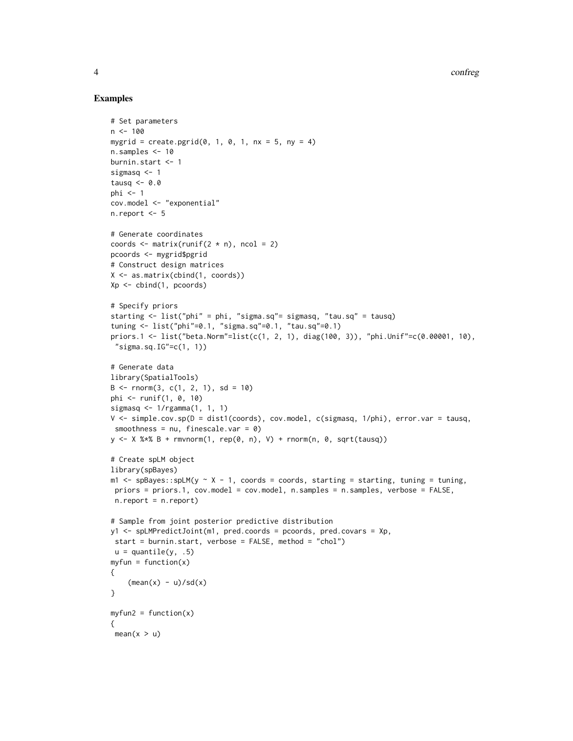## Examples

```
# Set parameters
n <- 100
mygrid = create.pgrid(0, 1, 0, 1, nx = 5, ny = 4)
n.samples <- 10
burnin.start <- 1
sigmasq <- 1
tausq <- 0.0
phi <- 1
cov.model <- "exponential"
n.report <- 5

# Generate coordinates
coords <- matrix(runif(2 * n), ncol = 2)
pcoords <- mygrid$pgrid
# Construct design matrices
X <- as.matrix(cbind(1, coords))
Xp <- cbind(1, pcoords)

# Specify priors
starting <- list("phi" = phi, "sigma.sq"= sigmasq, "tau.sq" = tausq)
tuning <- list("phi"=0.1, "sigma.sq"=0.1, "tau.sq"=0.1)
priors.1 <- list("beta.Norm"=list(c(1, 2, 1), diag(100, 3)), "phi.Unif"=c(0.00001, 10),
 "sigma.sq.IG"=c(1, 1))

# Generate data
library(SpatialTools)
B <- rnorm(3, c(1, 2, 1), sd = 10)
phi <- runif(1, 0, 10)
sigmasq <- 1/rgamma(1, 1, 1)
V <- simple.cov.sp(D = dist1(coords), cov.model, c(sigmasq, 1/phi), error.var = tausq,
 smoothness = nu, finescale.var = 0)
y <- X %*% B + rmvnorm(1, rep(0, n), V) + rnorm(n, 0, sqrt(tausq))

# Create spLM object
library(spBayes)
m1 <- spBayes::spLM(y ~ X - 1, coords = coords, starting = starting, tuning = tuning,
 priors = priors.1, cov.model = cov.model, n.samples = n.samples, verbose = FALSE,
 n.report = n.report)

# Sample from joint posterior predictive distribution
y1 <- spLMPredictJoint(m1, pred.coords = pcoords, pred.covars = Xp,
 start = burnin.start, verbose = FALSE, method = "chol")
 u = quantile(y, .5)
myfun = function(x)
{
    (mean(x) - u)/sd(x)
}

myfun2 = function(x)
{
 mean(x > u)
```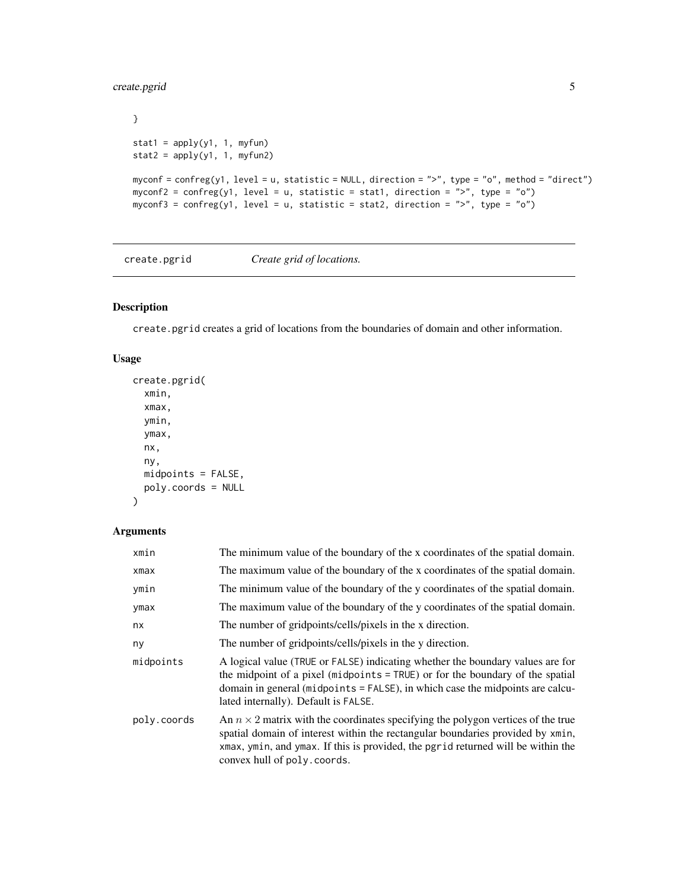```
}

stat1 = apply(y1, 1, myfun)
stat2 = apply(y1, 1, myfun2)

myconf = confreg(y1, level = u, statistic = NULL, direction = ">", type = "o", method = "direct")
myconf2 = confreg(y1, level = u, statistic = stat1, direction = ">", type = "o")
myconf3 = confreg(y1, level = u, statistic = stat2, direction = ">", type = "o")
```

---

`create.pgrid` *Create grid of locations.*

---

## Description

create.pgrid creates a grid of locations from the boundaries of domain and other information.

## Usage

```
create.pgrid(
  xmin,
  xmax,
  ymin,
  ymax,
  nx,
  ny,
  midpoints = FALSE,
  poly.coords = NULL
)
```

## Arguments

| | |
|---|---|
| xmin | The minimum value of the boundary of the x coordinates of the spatial domain. |
| xmax | The maximum value of the boundary of the x coordinates of the spatial domain. |
| ymin | The minimum value of the boundary of the y coordinates of the spatial domain. |
| ymax | The maximum value of the boundary of the y coordinates of the spatial domain. |
| nx | The number of gridpoints/cells/pixels in the x direction. |
| ny | The number of gridpoints/cells/pixels in the y direction. |
| midpoints | A logical value (TRUE or FALSE) indicating whether the boundary values are for the midpoint of a pixel (midpoints = TRUE) or for the boundary of the spatial domain in general (midpoints = FALSE), in which case the midpoints are calculated internally). Default is FALSE. |
| poly.coords | An $n \times 2$ matrix with the coordinates specifying the polygon vertices of the true spatial domain of interest within the rectangular boundaries provided by xmin, xmax, ymin, and ymax. If this is provided, the pgrid returned will be within the convex hull of poly.coords. |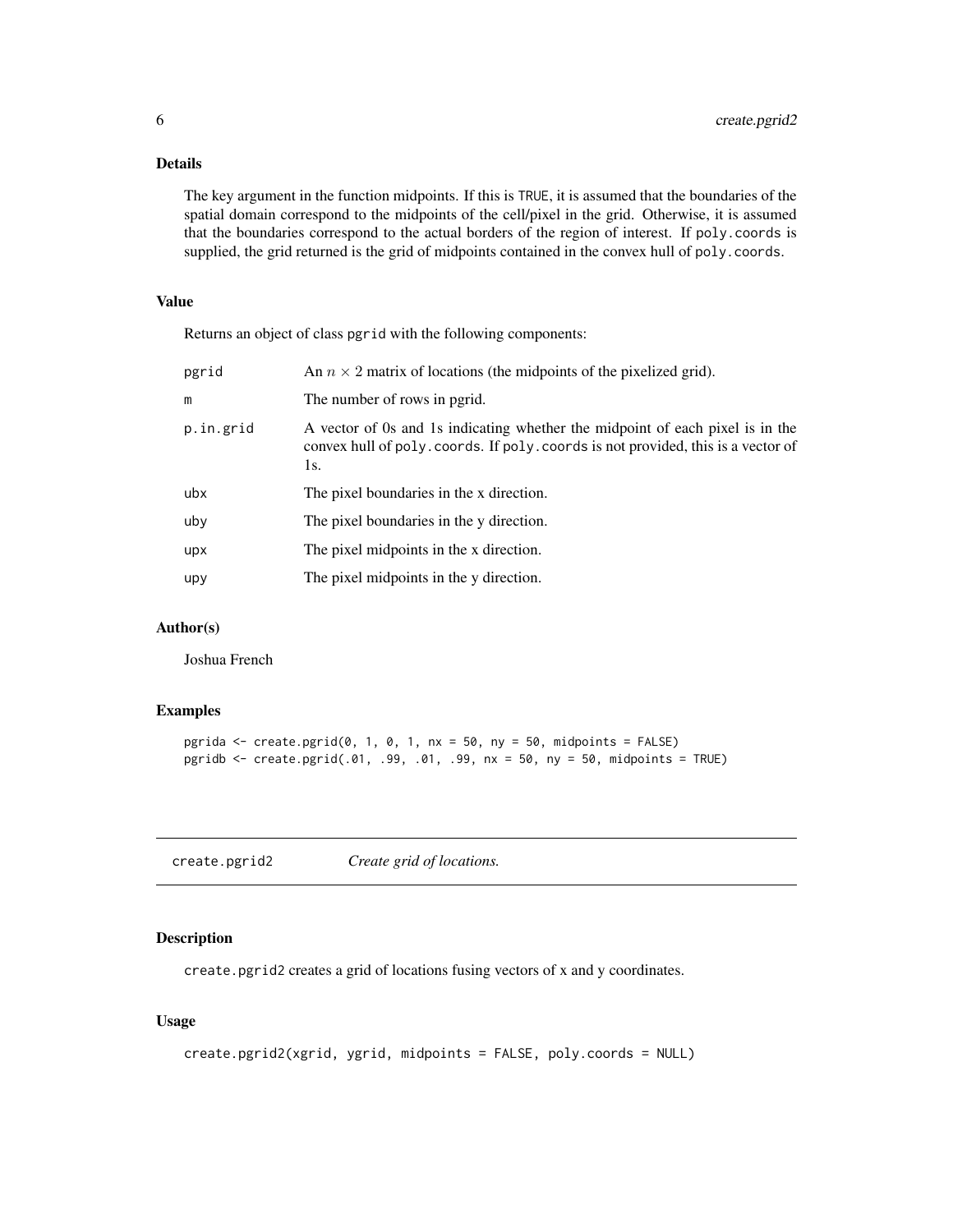## Details

The key argument in the function midpoints. If this is `TRUE`, it is assumed that the boundaries of the spatial domain correspond to the midpoints of the cell/pixel in the grid. Otherwise, it is assumed that the boundaries correspond to the actual borders of the region of interest. If `poly.coords` is supplied, the grid returned is the grid of midpoints contained in the convex hull of `poly.coords`.

## Value

Returns an object of class `pgrid` with the following components:

| | |
|---|---|
| `pgrid` | An $n \times 2$ matrix of locations (the midpoints of the pixelized grid). |
| `m` | The number of rows in pgrid. |
| `p.in.grid` | A vector of 0s and 1s indicating whether the midpoint of each pixel is in the convex hull of `poly.coords`. If `poly.coords` is not provided, this is a vector of 1s. |
| `ubx` | The pixel boundaries in the x direction. |
| `uby` | The pixel boundaries in the y direction. |
| `upx` | The pixel midpoints in the x direction. |
| `upy` | The pixel midpoints in the y direction. |

## Author(s)

Joshua French

## Examples

```
pgrida <- create.pgrid(0, 1, 0, 1, nx = 50, ny = 50, midpoints = FALSE)
pgridb <- create.pgrid(.01, .99, .01, .99, nx = 50, ny = 50, midpoints = TRUE)
```

---

# create.pgrid2 — *Create grid of locations.*

---

## Description

`create.pgrid2` creates a grid of locations fusing vectors of x and y coordinates.

## Usage

```
create.pgrid2(xgrid, ygrid, midpoints = FALSE, poly.coords = NULL)
```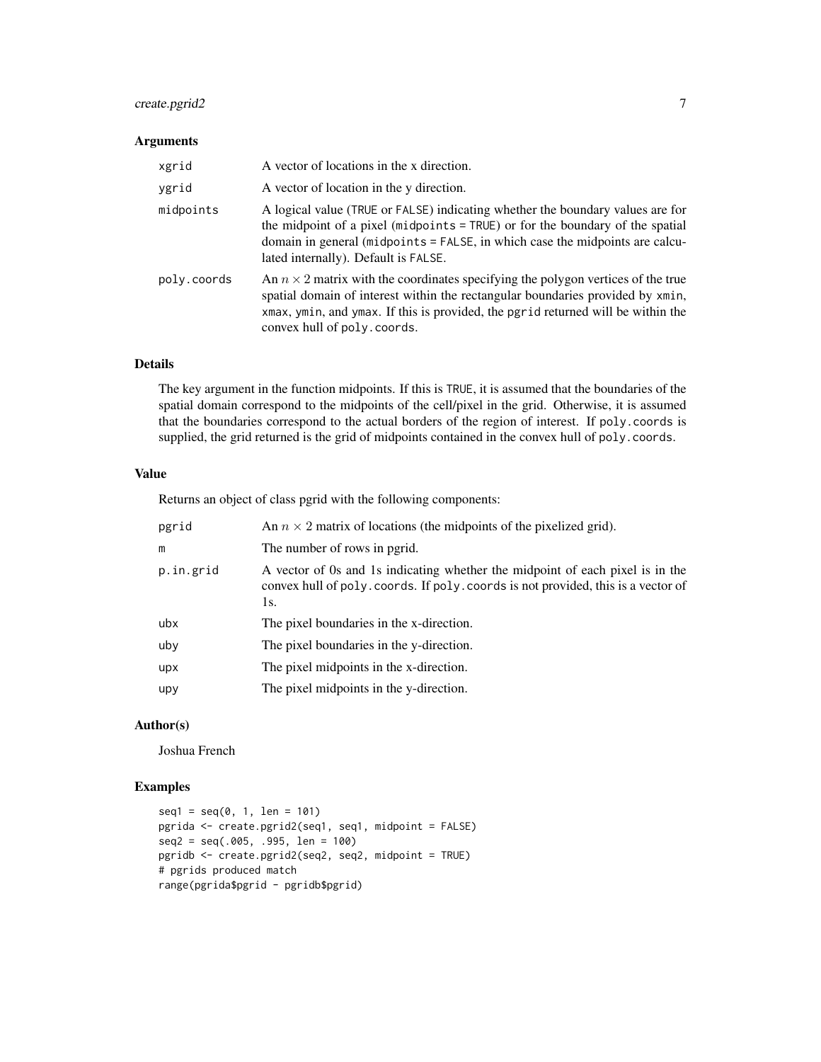### Arguments

| | |
|---|---|
| xgrid | A vector of locations in the x direction. |
| ygrid | A vector of location in the y direction. |
| midpoints | A logical value (TRUE or FALSE) indicating whether the boundary values are for the midpoint of a pixel (midpoints = TRUE) or for the boundary of the spatial domain in general (midpoints = FALSE, in which case the midpoints are calculated internally). Default is FALSE. |
| poly.coords | An $n \times 2$ matrix with the coordinates specifying the polygon vertices of the true spatial domain of interest within the rectangular boundaries provided by xmin, xmax, ymin, and ymax. If this is provided, the pgrid returned will be within the convex hull of poly.coords. |

### Details

The key argument in the function midpoints. If this is TRUE, it is assumed that the boundaries of the spatial domain correspond to the midpoints of the cell/pixel in the grid. Otherwise, it is assumed that the boundaries correspond to the actual borders of the region of interest. If poly.coords is supplied, the grid returned is the grid of midpoints contained in the convex hull of poly.coords.

### Value

Returns an object of class pgrid with the following components:

| | |
|---|---|
| pgrid | An $n \times 2$ matrix of locations (the midpoints of the pixelized grid). |
| m | The number of rows in pgrid. |
| p.in.grid | A vector of 0s and 1s indicating whether the midpoint of each pixel is in the convex hull of poly.coords. If poly.coords is not provided, this is a vector of 1s. |
| ubx | The pixel boundaries in the x-direction. |
| uby | The pixel boundaries in the y-direction. |
| upx | The pixel midpoints in the x-direction. |
| upy | The pixel midpoints in the y-direction. |

### Author(s)

Joshua French

### Examples

```
seq1 = seq(0, 1, len = 101)
pgrida <- create.pgrid2(seq1, seq1, midpoint = FALSE)
seq2 = seq(.005, .995, len = 100)
pgridb <- create.pgrid2(seq2, seq2, midpoint = TRUE)
# pgrids produced match
range(pgrida$pgrid - pgridb$pgrid)
```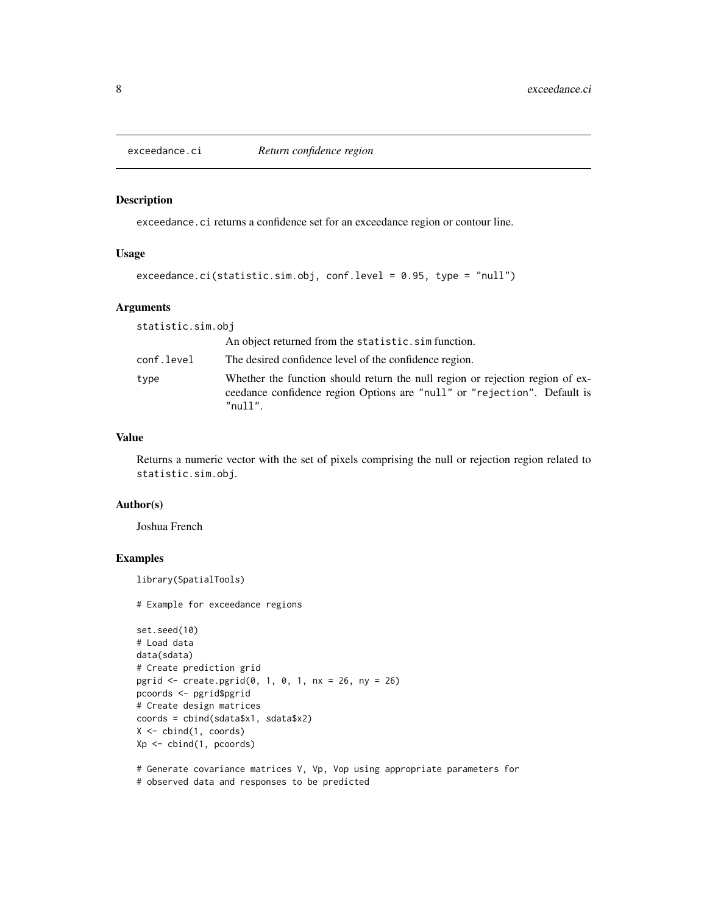# exceedance.ci *Return confidence region*

## Description

exceedance.ci returns a confidence set for an exceedance region or contour line.

## Usage

```
exceedance.ci(statistic.sim.obj, conf.level = 0.95, type = "null")
```

## Arguments

| Argument | Description |
| --- | --- |
| statistic.sim.obj | An object returned from the statistic.sim function. |
| conf.level | The desired confidence level of the confidence region. |
| type | Whether the function should return the null region or rejection region of exceedance confidence region Options are "null" or "rejection". Default is "null". |

## Value

Returns a numeric vector with the set of pixels comprising the null or rejection region related to statistic.sim.obj.

## Author(s)

Joshua French

## Examples

```
library(SpatialTools)

# Example for exceedance regions

set.seed(10)
# Load data
data(sdata)
# Create prediction grid
pgrid <- create.pgrid(0, 1, 0, 1, nx = 26, ny = 26)
pcoords <- pgrid$pgrid
# Create design matrices
coords = cbind(sdata$x1, sdata$x2)
X <- cbind(1, coords)
Xp <- cbind(1, pcoords)

# Generate covariance matrices V, Vp, Vop using appropriate parameters for
# observed data and responses to be predicted
```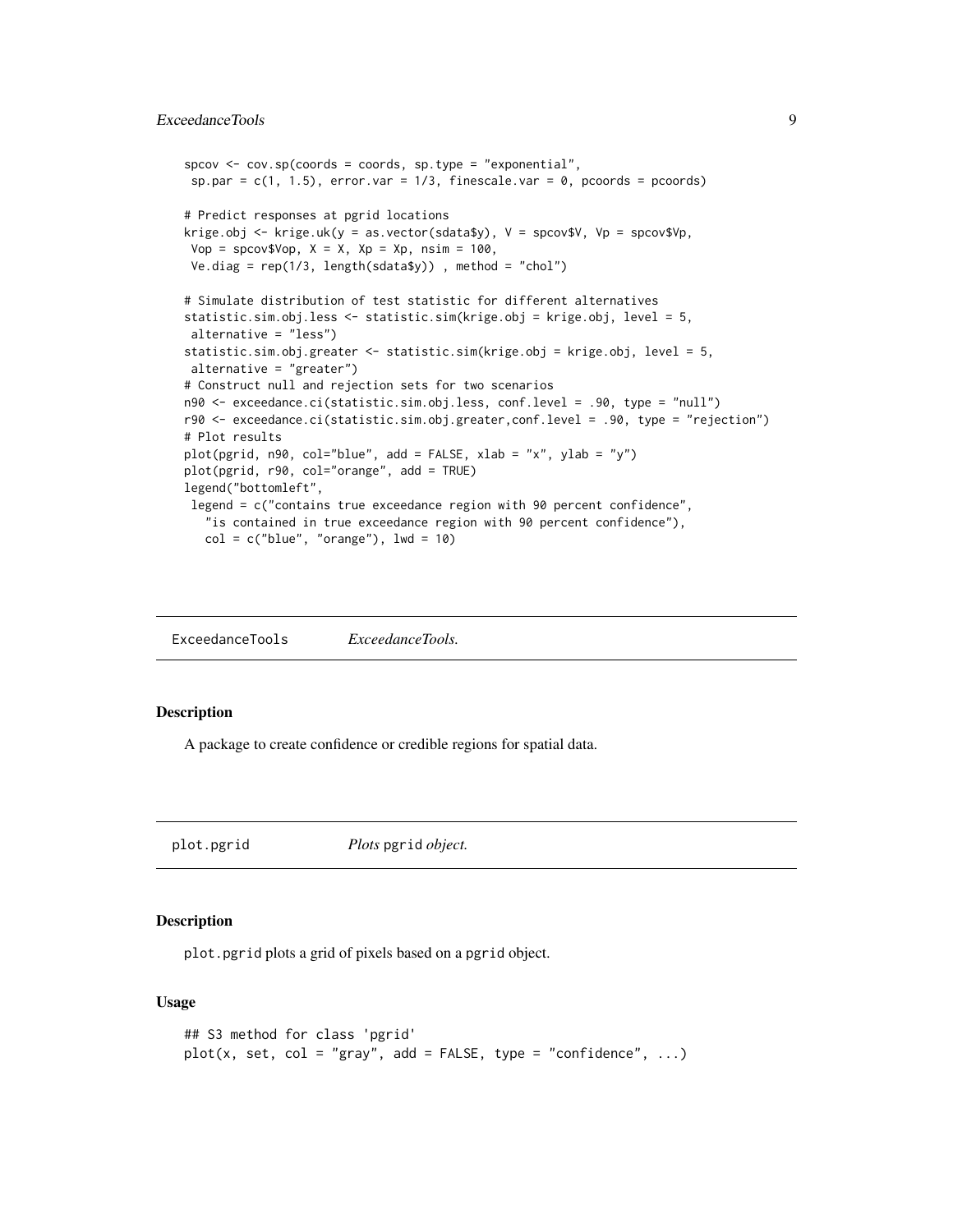```
spcov <- cov.sp(coords = coords, sp.type = "exponential",
 sp.par = c(1, 1.5), error.var = 1/3, finescale.var = 0, pcoords = pcoords)

# Predict responses at pgrid locations
krige.obj <- krige.uk(y = as.vector(sdata$y), V = spcov$V, Vp = spcov$Vp,
 Vop = spcov$Vop, X = X, Xp = Xp, nsim = 100,
 Ve.diag = rep(1/3, length(sdata$y)) , method = "chol")

# Simulate distribution of test statistic for different alternatives
statistic.sim.obj.less <- statistic.sim(krige.obj = krige.obj, level = 5,
 alternative = "less")
statistic.sim.obj.greater <- statistic.sim(krige.obj = krige.obj, level = 5,
 alternative = "greater")
# Construct null and rejection sets for two scenarios
n90 <- exceedance.ci(statistic.sim.obj.less, conf.level = .90, type = "null")
r90 <- exceedance.ci(statistic.sim.obj.greater,conf.level = .90, type = "rejection")
# Plot results
plot(pgrid, n90, col="blue", add = FALSE, xlab = "x", ylab = "y")
plot(pgrid, r90, col="orange", add = TRUE)
legend("bottomleft",
 legend = c("contains true exceedance region with 90 percent confidence",
   "is contained in true exceedance region with 90 percent confidence"),
   col = c("blue", "orange"), lwd = 10)
```

---

## ExceedanceTools *ExceedanceTools.*

### Description

A package to create confidence or credible regions for spatial data.

---

## plot.pgrid *Plots* `pgrid` *object.*

### Description

`plot.pgrid` plots a grid of pixels based on a `pgrid` object.

### Usage

```
## S3 method for class 'pgrid'
plot(x, set, col = "gray", add = FALSE, type = "confidence", ...)
```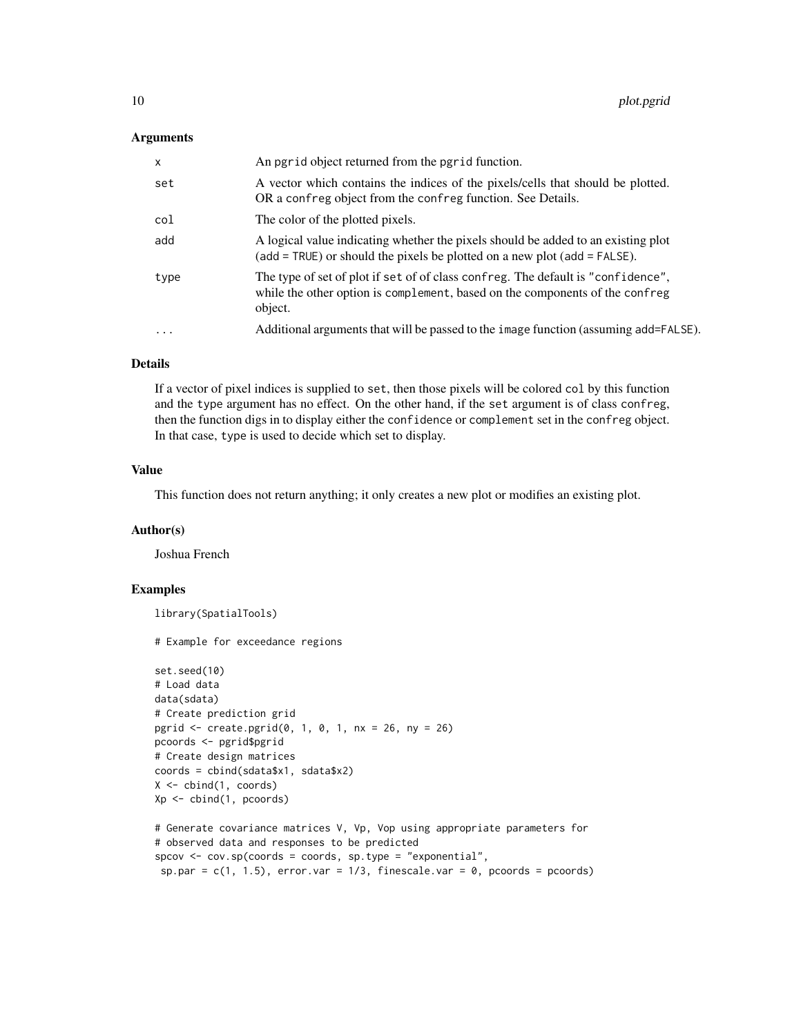### Arguments

| | |
|---|---|
| x | An pgrid object returned from the pgrid function. |
| set | A vector which contains the indices of the pixels/cells that should be plotted. OR a confreg object from the confreg function. See Details. |
| col | The color of the plotted pixels. |
| add | A logical value indicating whether the pixels should be added to an existing plot (add = TRUE) or should the pixels be plotted on a new plot (add = FALSE). |
| type | The type of set of plot if set of of class confreg. The default is "confidence", while the other option is complement, based on the components of the confreg object. |
| ... | Additional arguments that will be passed to the image function (assuming add=FALSE). |

### Details

If a vector of pixel indices is supplied to set, then those pixels will be colored col by this function and the type argument has no effect. On the other hand, if the set argument is of class confreg, then the function digs in to display either the confidence or complement set in the confreg object. In that case, type is used to decide which set to display.

### Value

This function does not return anything; it only creates a new plot or modifies an existing plot.

### Author(s)

Joshua French

### Examples

```
library(SpatialTools)

# Example for exceedance regions

set.seed(10)
# Load data
data(sdata)
# Create prediction grid
pgrid <- create.pgrid(0, 1, 0, 1, nx = 26, ny = 26)
pcoords <- pgrid$pgrid
# Create design matrices
coords = cbind(sdata$x1, sdata$x2)
X <- cbind(1, coords)
Xp <- cbind(1, pcoords)

# Generate covariance matrices V, Vp, Vop using appropriate parameters for
# observed data and responses to be predicted
spcov <- cov.sp(coords = coords, sp.type = "exponential",
 sp.par = c(1, 1.5), error.var = 1/3, finescale.var = 0, pcoords = pcoords)
```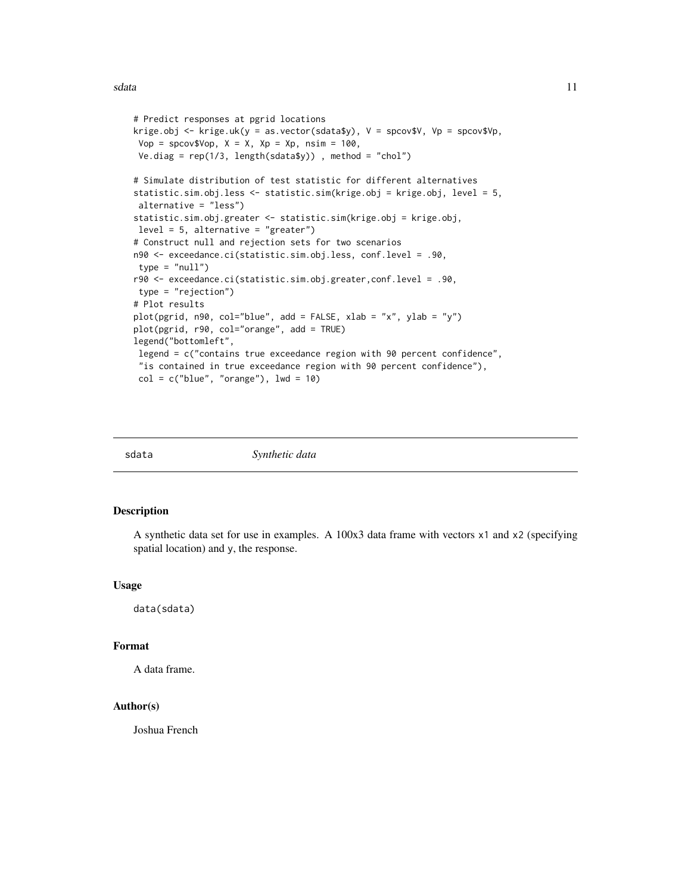```
# Predict responses at pgrid locations
krige.obj <- krige.uk(y = as.vector(sdata$y), V = spcov$V, Vp = spcov$Vp,
 Vop = spcov$Vop, X = X, Xp = Xp, nsim = 100,
 Ve.diag = rep(1/3, length(sdata$y)) , method = "chol")

# Simulate distribution of test statistic for different alternatives
statistic.sim.obj.less <- statistic.sim(krige.obj = krige.obj, level = 5,
 alternative = "less")
statistic.sim.obj.greater <- statistic.sim(krige.obj = krige.obj,
 level = 5, alternative = "greater")
# Construct null and rejection sets for two scenarios
n90 <- exceedance.ci(statistic.sim.obj.less, conf.level = .90,
 type = "null")
r90 <- exceedance.ci(statistic.sim.obj.greater,conf.level = .90,
 type = "rejection")
# Plot results
plot(pgrid, n90, col="blue", add = FALSE, xlab = "x", ylab = "y")
plot(pgrid, r90, col="orange", add = TRUE)
legend("bottomleft",
 legend = c("contains true exceedance region with 90 percent confidence",
 "is contained in true exceedance region with 90 percent confidence"),
 col = c("blue", "orange"), lwd = 10)
```

---

## sdata — *Synthetic data*

### Description

A synthetic data set for use in examples. A 100x3 data frame with vectors `x1` and `x2` (specifying spatial location) and `y`, the response.

### Usage

```
data(sdata)
```

### Format

A data frame.

### Author(s)

Joshua French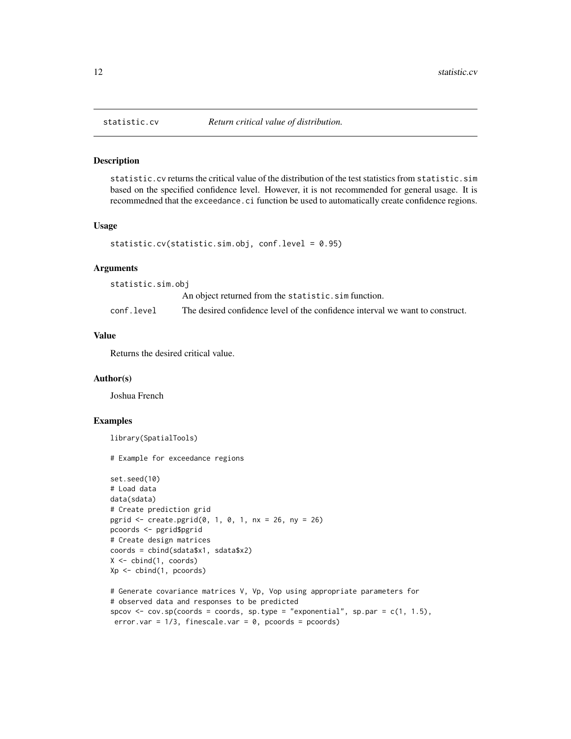## statistic.cv — *Return critical value of distribution.*

### Description

statistic.cv returns the critical value of the distribution of the test statistics from statistic.sim based on the specified confidence level. However, it is not recommended for general usage. It is recommedned that the exceedance.ci function be used to automatically create confidence regions.

### Usage

```
statistic.cv(statistic.sim.obj, conf.level = 0.95)
```

### Arguments

| | |
|---|---|
| statistic.sim.obj | An object returned from the statistic.sim function. |
| conf.level | The desired confidence level of the confidence interval we want to construct. |

### Value

Returns the desired critical value.

### Author(s)

Joshua French

### Examples

```
library(SpatialTools)

# Example for exceedance regions

set.seed(10)
# Load data
data(sdata)
# Create prediction grid
pgrid <- create.pgrid(0, 1, 0, 1, nx = 26, ny = 26)
pcoords <- pgrid$pgrid
# Create design matrices
coords = cbind(sdata$x1, sdata$x2)
X <- cbind(1, coords)
Xp <- cbind(1, pcoords)

# Generate covariance matrices V, Vp, Vop using appropriate parameters for
# observed data and responses to be predicted
spcov <- cov.sp(coords = coords, sp.type = "exponential", sp.par = c(1, 1.5),
 error.var = 1/3, finescale.var = 0, pcoords = pcoords)
```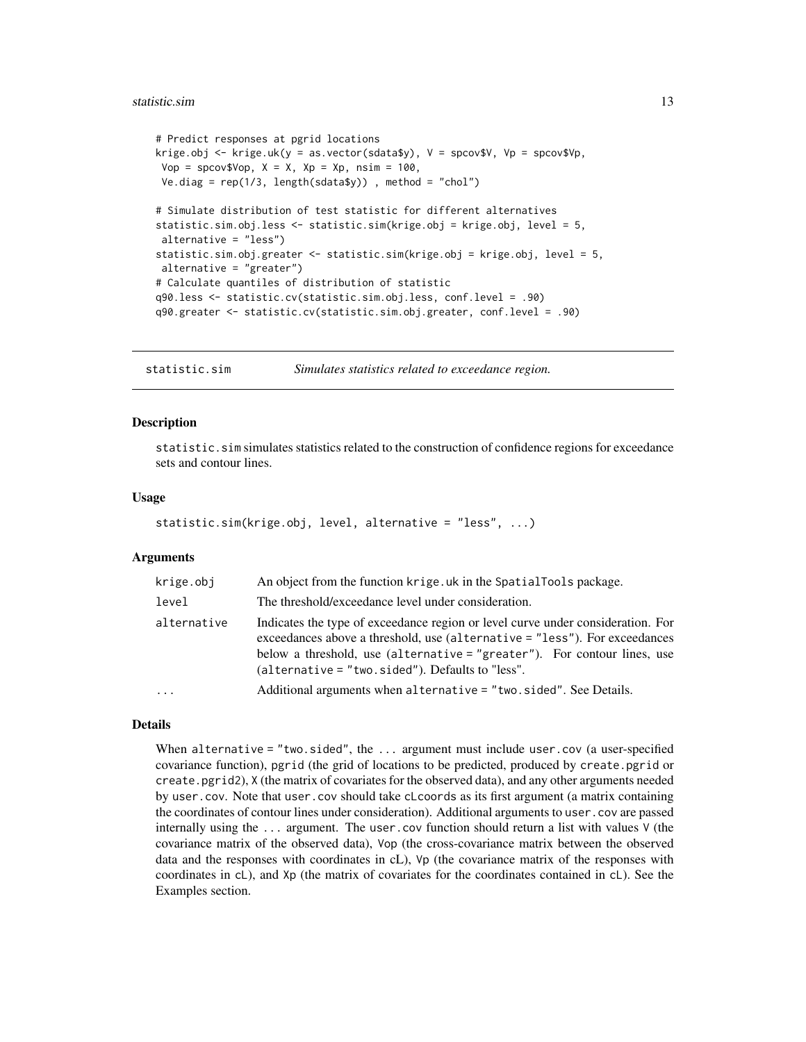```
# Predict responses at pgrid locations
krige.obj <- krige.uk(y = as.vector(sdata$y), V = spcov$V, Vp = spcov$Vp,
 Vop = spcov$Vop, X = X, Xp = Xp, nsim = 100,
 Ve.diag = rep(1/3, length(sdata$y)) , method = "chol")

# Simulate distribution of test statistic for different alternatives
statistic.sim.obj.less <- statistic.sim(krige.obj = krige.obj, level = 5,
 alternative = "less")
statistic.sim.obj.greater <- statistic.sim(krige.obj = krige.obj, level = 5,
 alternative = "greater")
# Calculate quantiles of distribution of statistic
q90.less <- statistic.cv(statistic.sim.obj.less, conf.level = .90)
q90.greater <- statistic.cv(statistic.sim.obj.greater, conf.level = .90)
```

---

## statistic.sim — *Simulates statistics related to exceedance region.*

---

### Description

statistic.sim simulates statistics related to the construction of confidence regions for exceedance sets and contour lines.

### Usage

```
statistic.sim(krige.obj, level, alternative = "less", ...)
```

### Arguments

| | |
|---|---|
| krige.obj | An object from the function krige.uk in the SpatialTools package. |
| level | The threshold/exceedance level under consideration. |
| alternative | Indicates the type of exceedance region or level curve under consideration. For exceedances above a threshold, use (alternative = "less"). For exceedances below a threshold, use (alternative = "greater"). For contour lines, use (alternative = "two.sided"). Defaults to "less". |
| ... | Additional arguments when alternative = "two.sided". See Details. |

### Details

When alternative = "two.sided", the ... argument must include user.cov (a user-specified covariance function), pgrid (the grid of locations to be predicted, produced by create.pgrid or create.pgrid2), X (the matrix of covariates for the observed data), and any other arguments needed by user.cov. Note that user.cov should take cLcoords as its first argument (a matrix containing the coordinates of contour lines under consideration). Additional arguments to user.cov are passed internally using the ... argument. The user.cov function should return a list with values V (the covariance matrix of the observed data), Vop (the cross-covariance matrix between the observed data and the responses with coordinates in cL), Vp (the covariance matrix of the responses with coordinates in cL), and Xp (the matrix of covariates for the coordinates contained in cL). See the Examples section.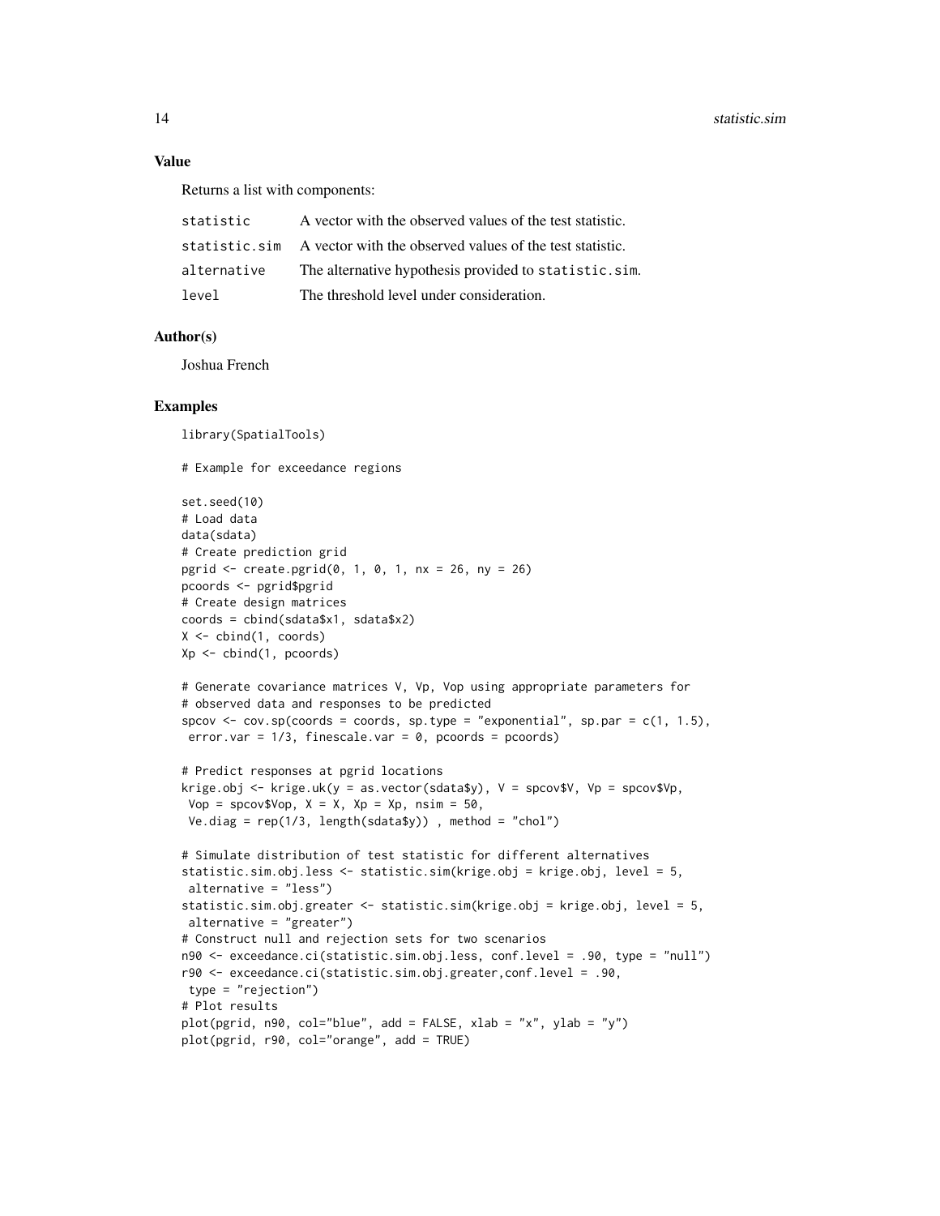## Value

Returns a list with components:

| | |
|---|---|
| statistic | A vector with the observed values of the test statistic. |
| statistic.sim | A vector with the observed values of the test statistic. |
| alternative | The alternative hypothesis provided to statistic.sim. |
| level | The threshold level under consideration. |

## Author(s)

Joshua French

## Examples

```
library(SpatialTools)

# Example for exceedance regions

set.seed(10)
# Load data
data(sdata)
# Create prediction grid
pgrid <- create.pgrid(0, 1, 0, 1, nx = 26, ny = 26)
pcoords <- pgrid$pgrid
# Create design matrices
coords = cbind(sdata$x1, sdata$x2)
X <- cbind(1, coords)
Xp <- cbind(1, pcoords)

# Generate covariance matrices V, Vp, Vop using appropriate parameters for
# observed data and responses to be predicted
spcov <- cov.sp(coords = coords, sp.type = "exponential", sp.par = c(1, 1.5),
 error.var = 1/3, finescale.var = 0, pcoords = pcoords)

# Predict responses at pgrid locations
krige.obj <- krige.uk(y = as.vector(sdata$y), V = spcov$V, Vp = spcov$Vp,
 Vop = spcov$Vop, X = X, Xp = Xp, nsim = 50,
 Ve.diag = rep(1/3, length(sdata$y)) , method = "chol")

# Simulate distribution of test statistic for different alternatives
statistic.sim.obj.less <- statistic.sim(krige.obj = krige.obj, level = 5,
 alternative = "less")
statistic.sim.obj.greater <- statistic.sim(krige.obj = krige.obj, level = 5,
 alternative = "greater")
# Construct null and rejection sets for two scenarios
n90 <- exceedance.ci(statistic.sim.obj.less, conf.level = .90, type = "null")
r90 <- exceedance.ci(statistic.sim.obj.greater,conf.level = .90,
 type = "rejection")
# Plot results
plot(pgrid, n90, col="blue", add = FALSE, xlab = "x", ylab = "y")
plot(pgrid, r90, col="orange", add = TRUE)
```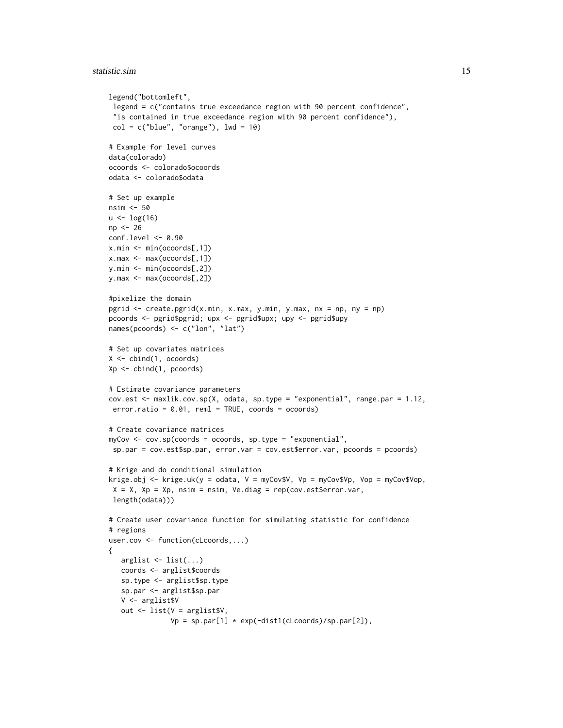```
legend("bottomleft",
 legend = c("contains true exceedance region with 90 percent confidence",
 "is contained in true exceedance region with 90 percent confidence"),
 col = c("blue", "orange"), lwd = 10)

# Example for level curves
data(colorado)
ocoords <- colorado$ocoords
odata <- colorado$odata

# Set up example
nsim <- 50
u <- log(16)
np <- 26
conf.level <- 0.90
x.min <- min(ocoords[,1])
x.max <- max(ocoords[,1])
y.min <- min(ocoords[,2])
y.max <- max(ocoords[,2])

#pixelize the domain
pgrid <- create.pgrid(x.min, x.max, y.min, y.max, nx = np, ny = np)
pcoords <- pgrid$pgrid; upx <- pgrid$upx; upy <- pgrid$upy
names(pcoords) <- c("lon", "lat")

# Set up covariates matrices
X <- cbind(1, ocoords)
Xp <- cbind(1, pcoords)

# Estimate covariance parameters
cov.est <- maxlik.cov.sp(X, odata, sp.type = "exponential", range.par = 1.12,
 error.ratio = 0.01, reml = TRUE, coords = ocoords)

# Create covariance matrices
myCov <- cov.sp(coords = ocoords, sp.type = "exponential",
 sp.par = cov.est$sp.par, error.var = cov.est$error.var, pcoords = pcoords)

# Krige and do conditional simulation
krige.obj <- krige.uk(y = odata, V = myCov$V, Vp = myCov$Vp, Vop = myCov$Vop,
 X = X, Xp = Xp, nsim = nsim, Ve.diag = rep(cov.est$error.var,
 length(odata)))

# Create user covariance function for simulating statistic for confidence
# regions
user.cov <- function(cLcoords,...)
{
   arglist <- list(...)
   coords <- arglist$coords
   sp.type <- arglist$sp.type
   sp.par <- arglist$sp.par
   V <- arglist$V
   out <- list(V = arglist$V,
               Vp = sp.par[1] * exp(-dist1(cLcoords)/sp.par[2]),
```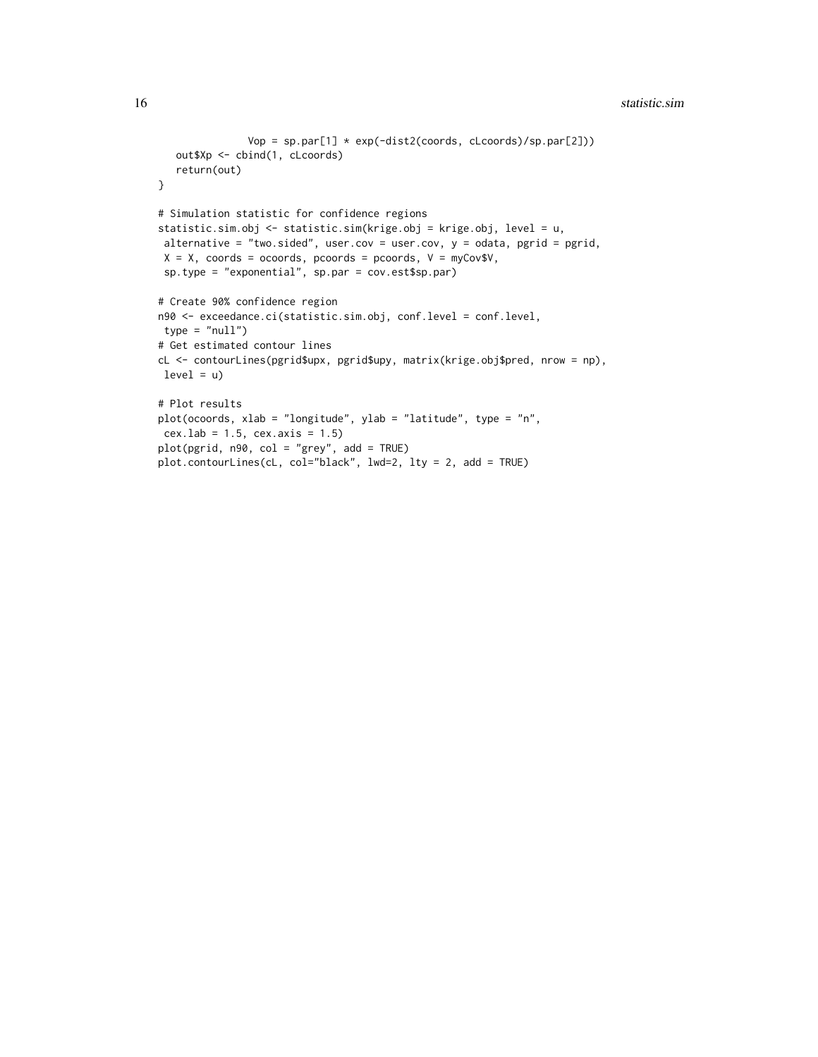```
            Vop = sp.par[1] * exp(-dist2(coords, cLcoords)/sp.par[2]))
  out$Xp <- cbind(1, cLcoords)
  return(out)
}

# Simulation statistic for confidence regions
statistic.sim.obj <- statistic.sim(krige.obj = krige.obj, level = u,
 alternative = "two.sided", user.cov = user.cov, y = odata, pgrid = pgrid,
 X = X, coords = ocoords, pcoords = pcoords, V = myCov$V,
 sp.type = "exponential", sp.par = cov.est$sp.par)

# Create 90% confidence region
n90 <- exceedance.ci(statistic.sim.obj, conf.level = conf.level,
 type = "null")
# Get estimated contour lines
cL <- contourLines(pgrid$upx, pgrid$upy, matrix(krige.obj$pred, nrow = np),
 level = u)

# Plot results
plot(ocoords, xlab = "longitude", ylab = "latitude", type = "n",
 cex.lab = 1.5, cex.axis = 1.5)
plot(pgrid, n90, col = "grey", add = TRUE)
plot.contourLines(cL, col="black", lwd=2, lty = 2, add = TRUE)
```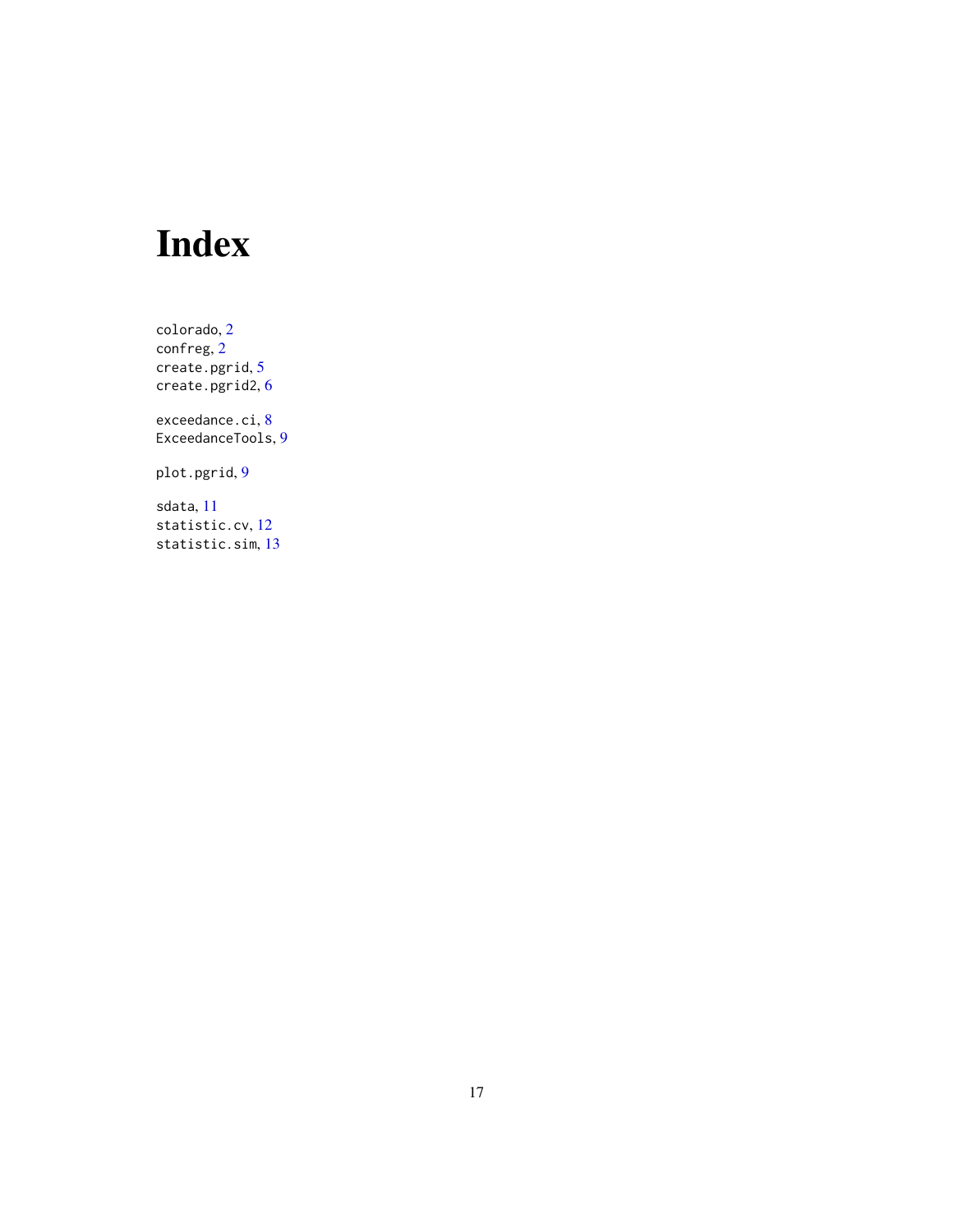# Index

colorado, 2
confreg, 2
create.pgrid, 5
create.pgrid2, 6

exceedance.ci, 8
ExceedanceTools, 9

plot.pgrid, 9

sdata, 11
statistic.cv, 12
statistic.sim, 13